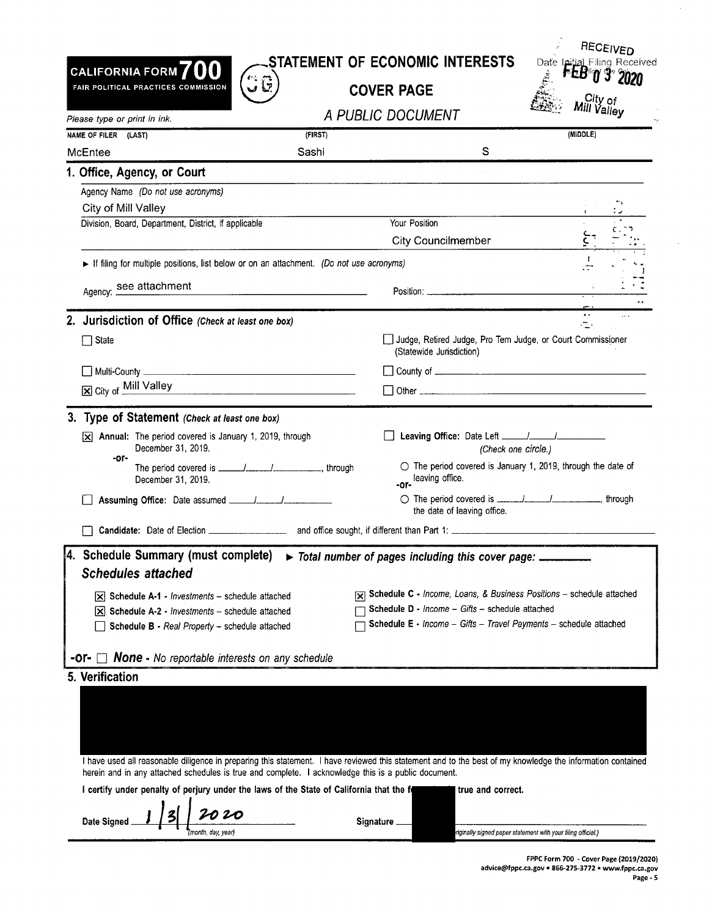**CALIFORNIA FORM 700**
FAIR POLITICAL PRACTICES COMMISSION

# STATEMENT OF ECONOMIC INTERESTS

## COVER PAGE

*A PUBLIC DOCUMENT*

RECEIVED
Date Initial Filing Received
FEB 03 2020
City of Mill Valley

*Please type or print in ink.*

| NAME OF FILER (LAST) | (FIRST) | (MIDDLE) |
|---|---|---|
| McEntee | Sashi | S |

## 1. Office, Agency, or Court

Agency Name *(Do not use acronyms)*
City of Mill Valley

Division, Board, Department, District, if applicable

Your Position
City Councilmember

► If filing for multiple positions, list below or on an attachment. *(Do not use acronyms)*

Agency: see attachment Position: ______

## 2. Jurisdiction of Office *(Check at least one box)*

- ☐ State
- ☐ Judge, Retired Judge, Pro Tem Judge, or Court Commissioner (Statewide Jurisdiction)
- ☐ Multi-County ______
- ☐ County of ______
- ☒ City of Mill Valley
- ☐ Other ______

## 3. Type of Statement *(Check at least one box)*

- ☒ **Annual:** The period covered is January 1, 2019, through December 31, 2019.
  -or-
  The period covered is \_\_\_\_/\_\_\_\_/\_\_\_\_, through December 31, 2019.
- ☐ **Assuming Office:** Date assumed \_\_\_\_/\_\_\_\_/\_\_\_\_
- ☐ **Leaving Office:** Date Left \_\_\_\_/\_\_\_\_/\_\_\_\_
  *(Check one circle.)*
  - ○ The period covered is January 1, 2019, through the date of leaving office.
  -or-
  - ○ The period covered is \_\_\_\_/\_\_\_\_/\_\_\_\_, through the date of leaving office.
- ☐ **Candidate:** Date of Election ______ and office sought, if different than Part 1: ______

## 4. Schedule Summary (must complete) ► *Total number of pages including this cover page:* ______

### *Schedules attached*

- ☒ **Schedule A-1** - *Investments* – schedule attached
- ☒ **Schedule A-2** - *Investments* – schedule attached
- ☐ **Schedule B** - *Real Property* – schedule attached
- ☒ **Schedule C** - *Income, Loans, & Business Positions* – schedule attached
- ☐ **Schedule D** - *Income – Gifts* – schedule attached
- ☐ **Schedule E** - *Income – Gifts – Travel Payments* – schedule attached

**-or-** ☐ ***None*** - *No reportable interests on any schedule*

## 5. Verification

I have used all reasonable diligence in preparing this statement. I have reviewed this statement and to the best of my knowledge the information contained herein and in any attached schedules is true and complete. I acknowledge this is a public document.

**I certify under penalty of perjury under the laws of the State of California that the f[oregoing is] true and correct.**

Date Signed 1/3/2020 *(month, day, year)*

Signature ______ *([file o]riginally signed paper statement with your filing official.)*

FPPC Form 700 - Cover Page (2019/2020)
advice@fppc.ca.gov • 866-275-3772 • www.fppc.ca.gov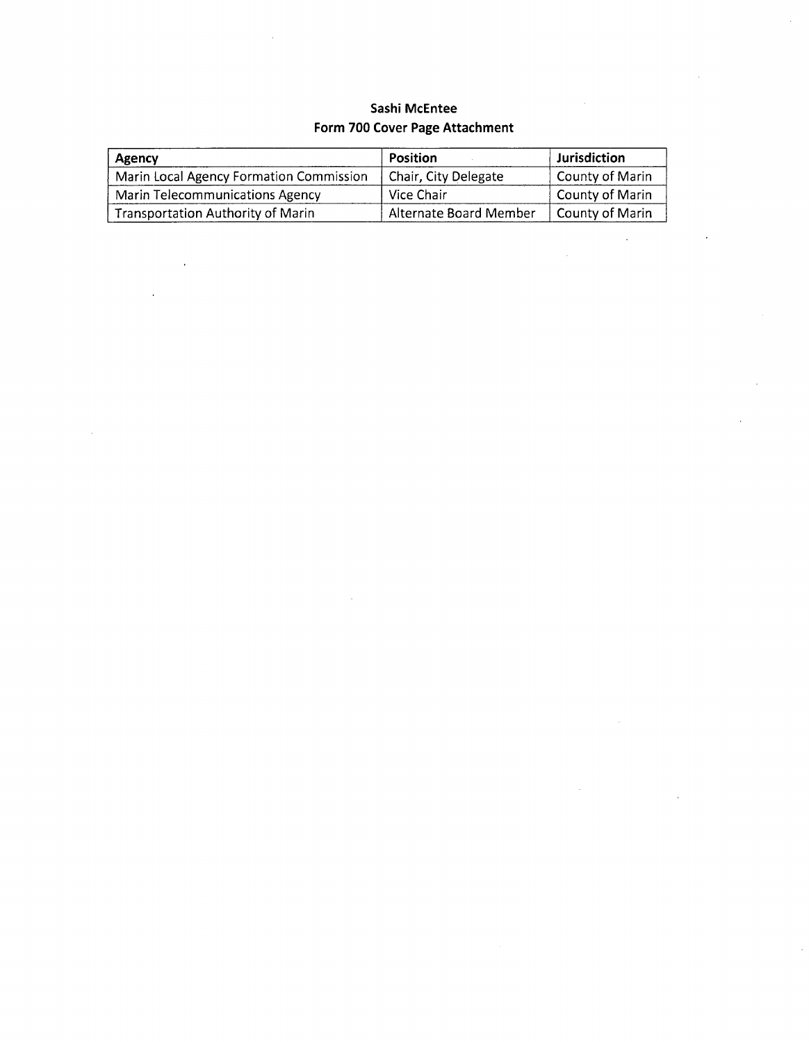**Sashi McEntee**
**Form 700 Cover Page Attachment**

| Agency | Position | Jurisdiction |
| --- | --- | --- |
| Marin Local Agency Formation Commission | Chair, City Delegate | County of Marin |
| Marin Telecommunications Agency | Vice Chair | County of Marin |
| Transportation Authority of Marin | Alternate Board Member | County of Marin |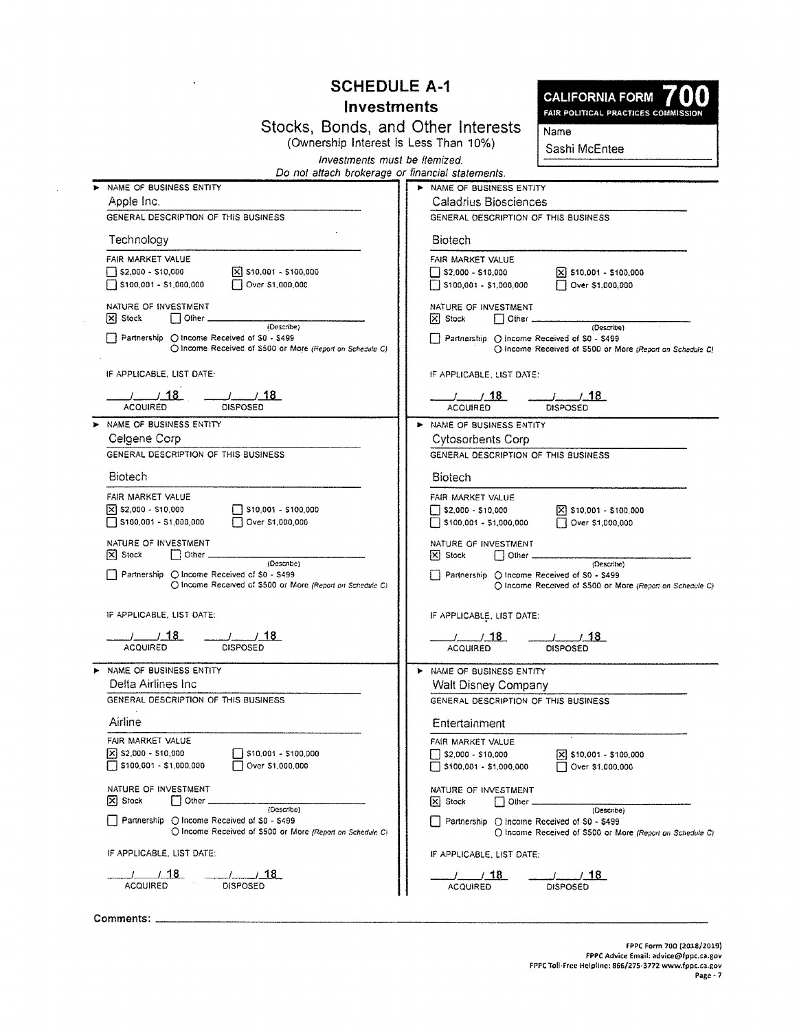# SCHEDULE A-1
## Investments
### Stocks, Bonds, and Other Interests
(Ownership Interest is Less Than 10%)

*Investments must be itemized.*
*Do not attach brokerage or financial statements.*

**CALIFORNIA FORM 700**
FAIR POLITICAL PRACTICES COMMISSION

Name: Sashi McEntee

---

**NAME OF BUSINESS ENTITY:** Apple Inc.

**GENERAL DESCRIPTION OF THIS BUSINESS:** Technology

**FAIR MARKET VALUE**
- [ ] $2,000 - $10,000
- [X] $10,001 - $100,000
- [ ] $100,001 - $1,000,000
- [ ] Over $1,000,000

**NATURE OF INVESTMENT**
- [X] Stock
- [ ] Other ______ (Describe)
- [ ] Partnership ○ Income Received of $0 - $499 ○ Income Received of $500 or More *(Report on Schedule C)*

**IF APPLICABLE, LIST DATE:**
__/__/18 ACQUIRED __/__/18 DISPOSED

---

**NAME OF BUSINESS ENTITY:** Caladrius Biosciences

**GENERAL DESCRIPTION OF THIS BUSINESS:** Biotech

**FAIR MARKET VALUE**
- [ ] $2,000 - $10,000
- [X] $10,001 - $100,000
- [ ] $100,001 - $1,000,000
- [ ] Over $1,000,000

**NATURE OF INVESTMENT**
- [X] Stock
- [ ] Other ______ (Describe)
- [ ] Partnership ○ Income Received of $0 - $499 ○ Income Received of $500 or More *(Report on Schedule C)*

**IF APPLICABLE, LIST DATE:**
__/__/18 ACQUIRED __/__/18 DISPOSED

---

**NAME OF BUSINESS ENTITY:** Celgene Corp

**GENERAL DESCRIPTION OF THIS BUSINESS:** Biotech

**FAIR MARKET VALUE**
- [X] $2,000 - $10,000
- [ ] $10,001 - $100,000
- [ ] $100,001 - $1,000,000
- [ ] Over $1,000,000

**NATURE OF INVESTMENT**
- [X] Stock
- [ ] Other ______ (Describe)
- [ ] Partnership ○ Income Received of $0 - $499 ○ Income Received of $500 or More *(Report on Schedule C)*

**IF APPLICABLE, LIST DATE:**
__/__/18 ACQUIRED __/__/18 DISPOSED

---

**NAME OF BUSINESS ENTITY:** Cytosorbents Corp

**GENERAL DESCRIPTION OF THIS BUSINESS:** Biotech

**FAIR MARKET VALUE**
- [ ] $2,000 - $10,000
- [X] $10,001 - $100,000
- [ ] $100,001 - $1,000,000
- [ ] Over $1,000,000

**NATURE OF INVESTMENT**
- [X] Stock
- [ ] Other ______ (Describe)
- [ ] Partnership ○ Income Received of $0 - $499 ○ Income Received of $500 or More *(Report on Schedule C)*

**IF APPLICABLE, LIST DATE:**
__/__/18 ACQUIRED __/__/18 DISPOSED

---

**NAME OF BUSINESS ENTITY:** Delta Airlines Inc

**GENERAL DESCRIPTION OF THIS BUSINESS:** Airline

**FAIR MARKET VALUE**
- [X] $2,000 - $10,000
- [ ] $10,001 - $100,000
- [ ] $100,001 - $1,000,000
- [ ] Over $1,000,000

**NATURE OF INVESTMENT**
- [X] Stock
- [ ] Other ______ (Describe)
- [ ] Partnership ○ Income Received of $0 - $499 ○ Income Received of $500 or More *(Report on Schedule C)*

**IF APPLICABLE, LIST DATE:**
__/__/18 ACQUIRED __/__/18 DISPOSED

---

**NAME OF BUSINESS ENTITY:** Walt Disney Company

**GENERAL DESCRIPTION OF THIS BUSINESS:** Entertainment

**FAIR MARKET VALUE**
- [ ] $2,000 - $10,000
- [X] $10,001 - $100,000
- [ ] $100,001 - $1,000,000
- [ ] Over $1,000,000

**NATURE OF INVESTMENT**
- [X] Stock
- [ ] Other ______ (Describe)
- [ ] Partnership ○ Income Received of $0 - $499 ○ Income Received of $500 or More *(Report on Schedule C)*

**IF APPLICABLE, LIST DATE:**
__/__/18 ACQUIRED __/__/18 DISPOSED

---

**Comments:** ______

FPPC Form 700 (2018/2019)
FPPC Advice Email: advice@fppc.ca.gov
FPPC Toll-Free Helpline: 866/275-3772 www.fppc.ca.gov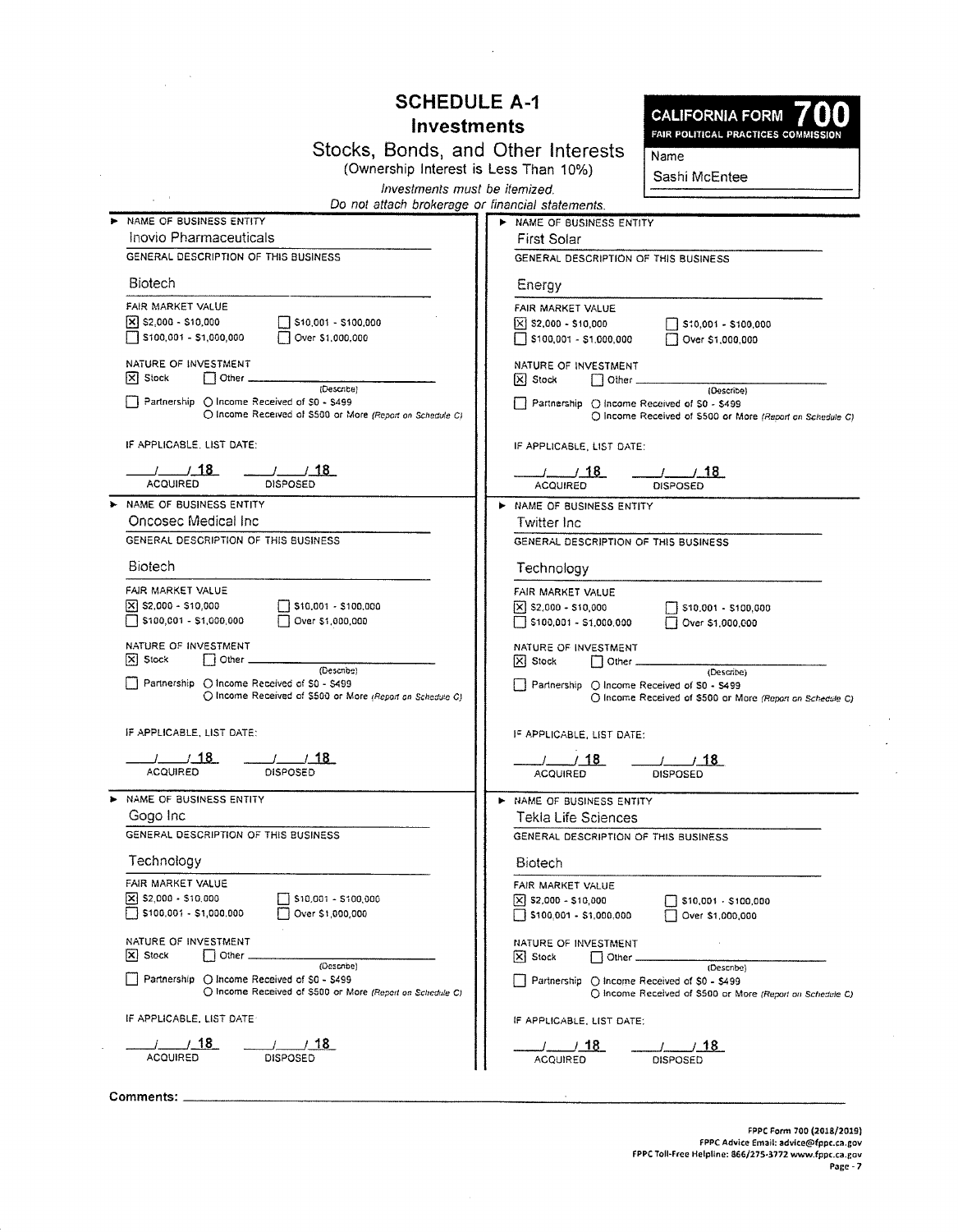# SCHEDULE A-1
## Investments
### Stocks, Bonds, and Other Interests
(Ownership Interest is Less Than 10%)

*Investments must be itemized.*
*Do not attach brokerage or financial statements.*

**CALIFORNIA FORM 700**
FAIR POLITICAL PRACTICES COMMISSION

Name: Sashi McEntee

---

**NAME OF BUSINESS ENTITY**
Inovio Pharmaceuticals

**GENERAL DESCRIPTION OF THIS BUSINESS**
Biotech

**FAIR MARKET VALUE**
[X] $2,000 - $10,000 [ ] $10,001 - $100,000
[ ] $100,001 - $1,000,000 [ ] Over $1,000,000

**NATURE OF INVESTMENT**
[X] Stock [ ] Other ______ (Describe)
[ ] Partnership ○ Income Received of $0 - $499
○ Income Received of $500 or More *(Report on Schedule C)*

**IF APPLICABLE, LIST DATE:**
__/__/18 ACQUIRED __/__/18 DISPOSED

---

**NAME OF BUSINESS ENTITY**
First Solar

**GENERAL DESCRIPTION OF THIS BUSINESS**
Energy

**FAIR MARKET VALUE**
[X] $2,000 - $10,000 [ ] $10,001 - $100,000
[ ] $100,001 - $1,000,000 [ ] Over $1,000,000

**NATURE OF INVESTMENT**
[X] Stock [ ] Other ______ (Describe)
[ ] Partnership ○ Income Received of $0 - $499
○ Income Received of $500 or More *(Report on Schedule C)*

**IF APPLICABLE, LIST DATE:**
__/__/18 ACQUIRED __/__/18 DISPOSED

---

**NAME OF BUSINESS ENTITY**
Oncosec Medical Inc

**GENERAL DESCRIPTION OF THIS BUSINESS**
Biotech

**FAIR MARKET VALUE**
[X] $2,000 - $10,000 [ ] $10,001 - $100,000
[ ] $100,001 - $1,000,000 [ ] Over $1,000,000

**NATURE OF INVESTMENT**
[X] Stock [ ] Other ______ (Describe)
[ ] Partnership ○ Income Received of $0 - $499
○ Income Received of $500 or More *(Report on Schedule C)*

**IF APPLICABLE, LIST DATE:**
__/__/18 ACQUIRED __/__/18 DISPOSED

---

**NAME OF BUSINESS ENTITY**
Twitter Inc

**GENERAL DESCRIPTION OF THIS BUSINESS**
Technology

**FAIR MARKET VALUE**
[X] $2,000 - $10,000 [ ] $10,001 - $100,000
[ ] $100,001 - $1,000,000 [ ] Over $1,000,000

**NATURE OF INVESTMENT**
[X] Stock [ ] Other ______ (Describe)
[ ] Partnership ○ Income Received of $0 - $499
○ Income Received of $500 or More *(Report on Schedule C)*

**IF APPLICABLE, LIST DATE:**
__/__/18 ACQUIRED __/__/18 DISPOSED

---

**NAME OF BUSINESS ENTITY**
Gogo Inc

**GENERAL DESCRIPTION OF THIS BUSINESS**
Technology

**FAIR MARKET VALUE**
[X] $2,000 - $10,000 [ ] $10,001 - $100,000
[ ] $100,001 - $1,000,000 [ ] Over $1,000,000

**NATURE OF INVESTMENT**
[X] Stock [ ] Other ______ (Describe)
[ ] Partnership ○ Income Received of $0 - $499
○ Income Received of $500 or More *(Report on Schedule C)*

**IF APPLICABLE, LIST DATE:**
__/__/18 ACQUIRED __/__/18 DISPOSED

---

**NAME OF BUSINESS ENTITY**
Tekla Life Sciences

**GENERAL DESCRIPTION OF THIS BUSINESS**
Biotech

**FAIR MARKET VALUE**
[X] $2,000 - $10,000 [ ] $10,001 - $100,000
[ ] $100,001 - $1,000,000 [ ] Over $1,000,000

**NATURE OF INVESTMENT**
[X] Stock [ ] Other ______ (Describe)
[ ] Partnership ○ Income Received of $0 - $499
○ Income Received of $500 or More *(Report on Schedule C)*

**IF APPLICABLE, LIST DATE:**
__/__/18 ACQUIRED __/__/18 DISPOSED

---

**Comments:** ______

FPPC Form 700 (2018/2019)
FPPC Advice Email: advice@fppc.ca.gov
FPPC Toll-Free Helpline: 866/275-3772 www.fppc.ca.gov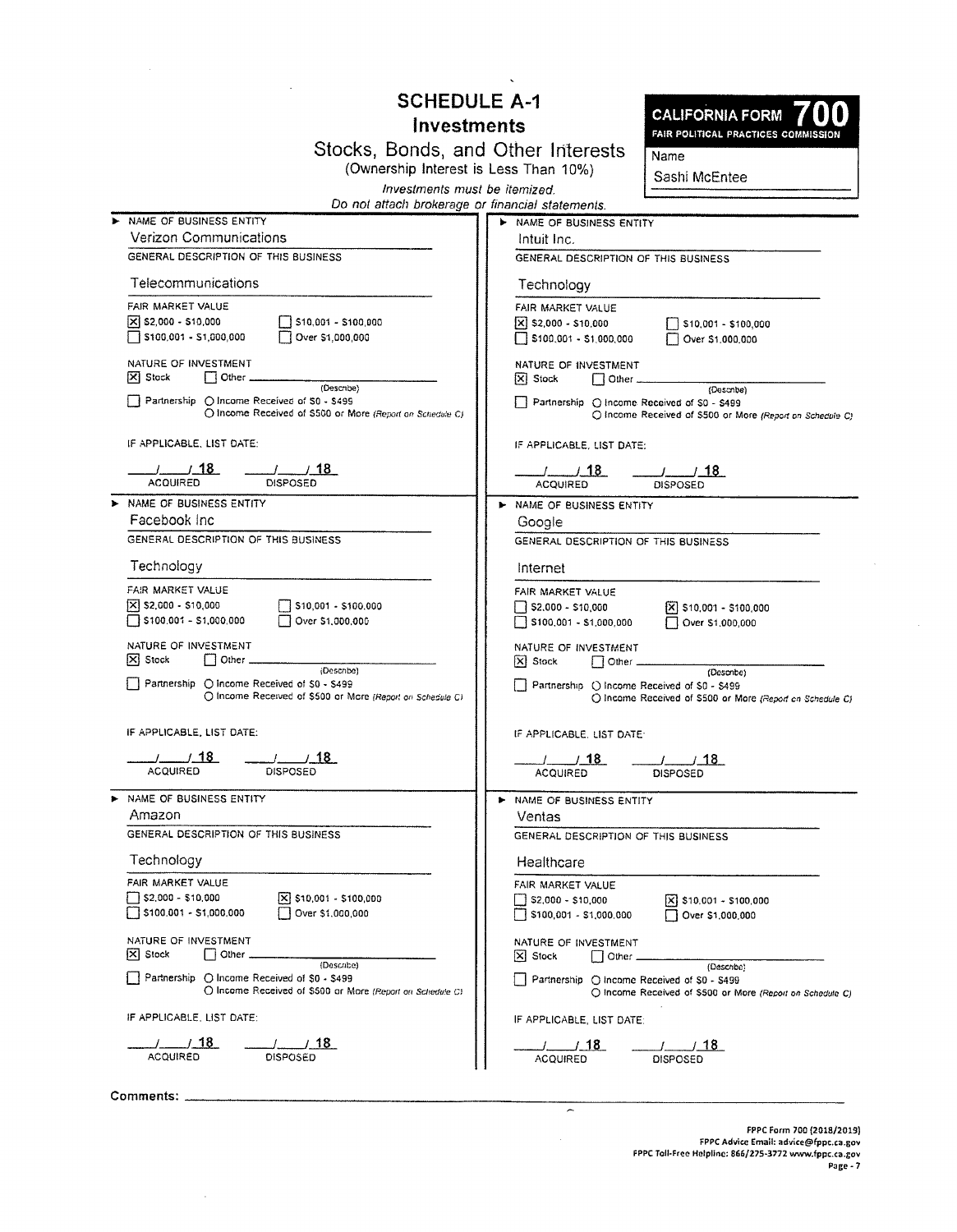# SCHEDULE A-1

## Investments

### Stocks, Bonds, and Other Interests

(Ownership Interest is Less Than 10%)

*Investments must be itemized.*

*Do not attach brokerage or financial statements.*

**CALIFORNIA FORM 700**
FAIR POLITICAL PRACTICES COMMISSION

Name: Sashi McEntee

---

► NAME OF BUSINESS ENTITY
Verizon Communications

GENERAL DESCRIPTION OF THIS BUSINESS
Telecommunications

FAIR MARKET VALUE
- [X] $2,000 - $10,000
- [ ] $10,001 - $100,000
- [ ] $100,001 - $1,000,000
- [ ] Over $1,000,000

NATURE OF INVESTMENT
- [X] Stock
- [ ] Other ______ (Describe)
- [ ] Partnership ○ Income Received of $0 - $499 ○ Income Received of $500 or More *(Report on Schedule C)*

IF APPLICABLE, LIST DATE:
___/___/ 18 ACQUIRED ___/___/ 18 DISPOSED

---

► NAME OF BUSINESS ENTITY
Intuit Inc.

GENERAL DESCRIPTION OF THIS BUSINESS
Technology

FAIR MARKET VALUE
- [X] $2,000 - $10,000
- [ ] $10,001 - $100,000
- [ ] $100,001 - $1,000,000
- [ ] Over $1,000,000

NATURE OF INVESTMENT
- [X] Stock
- [ ] Other ______ (Describe)
- [ ] Partnership ○ Income Received of $0 - $499 ○ Income Received of $500 or More *(Report on Schedule C)*

IF APPLICABLE, LIST DATE:
___/___/ 18 ACQUIRED ___/___/ 18 DISPOSED

---

► NAME OF BUSINESS ENTITY
Facebook Inc

GENERAL DESCRIPTION OF THIS BUSINESS
Technology

FAIR MARKET VALUE
- [X] $2,000 - $10,000
- [ ] $10,001 - $100,000
- [ ] $100,001 - $1,000,000
- [ ] Over $1,000,000

NATURE OF INVESTMENT
- [X] Stock
- [ ] Other ______ (Describe)
- [ ] Partnership ○ Income Received of $0 - $499 ○ Income Received of $500 or More *(Report on Schedule C)*

IF APPLICABLE, LIST DATE:
___/___/ 18 ACQUIRED ___/___/ 18 DISPOSED

---

► NAME OF BUSINESS ENTITY
Google

GENERAL DESCRIPTION OF THIS BUSINESS
Internet

FAIR MARKET VALUE
- [ ] $2,000 - $10,000
- [X] $10,001 - $100,000
- [ ] $100,001 - $1,000,000
- [ ] Over $1,000,000

NATURE OF INVESTMENT
- [X] Stock
- [ ] Other ______ (Describe)
- [ ] Partnership ○ Income Received of $0 - $499 ○ Income Received of $500 or More *(Report on Schedule C)*

IF APPLICABLE, LIST DATE:
___/___/ 18 ACQUIRED ___/___/ 18 DISPOSED

---

► NAME OF BUSINESS ENTITY
Amazon

GENERAL DESCRIPTION OF THIS BUSINESS
Technology

FAIR MARKET VALUE
- [ ] $2,000 - $10,000
- [X] $10,001 - $100,000
- [ ] $100,001 - $1,000,000
- [ ] Over $1,000,000

NATURE OF INVESTMENT
- [X] Stock
- [ ] Other ______ (Describe)
- [ ] Partnership ○ Income Received of $0 - $499 ○ Income Received of $500 or More *(Report on Schedule C)*

IF APPLICABLE, LIST DATE:
___/___/ 18 ACQUIRED ___/___/ 18 DISPOSED

---

► NAME OF BUSINESS ENTITY
Ventas

GENERAL DESCRIPTION OF THIS BUSINESS
Healthcare

FAIR MARKET VALUE
- [ ] $2,000 - $10,000
- [X] $10,001 - $100,000
- [ ] $100,001 - $1,000,000
- [ ] Over $1,000,000

NATURE OF INVESTMENT
- [X] Stock
- [ ] Other ______ (Describe)
- [ ] Partnership ○ Income Received of $0 - $499 ○ Income Received of $500 or More *(Report on Schedule C)*

IF APPLICABLE, LIST DATE:
___/___/ 18 ACQUIRED ___/___/ 18 DISPOSED

---

Comments: ______

FPPC Form 700 (2018/2019)
FPPC Advice Email: advice@fppc.ca.gov
FPPC Toll-Free Helpline: 866/275-3772 www.fppc.ca.gov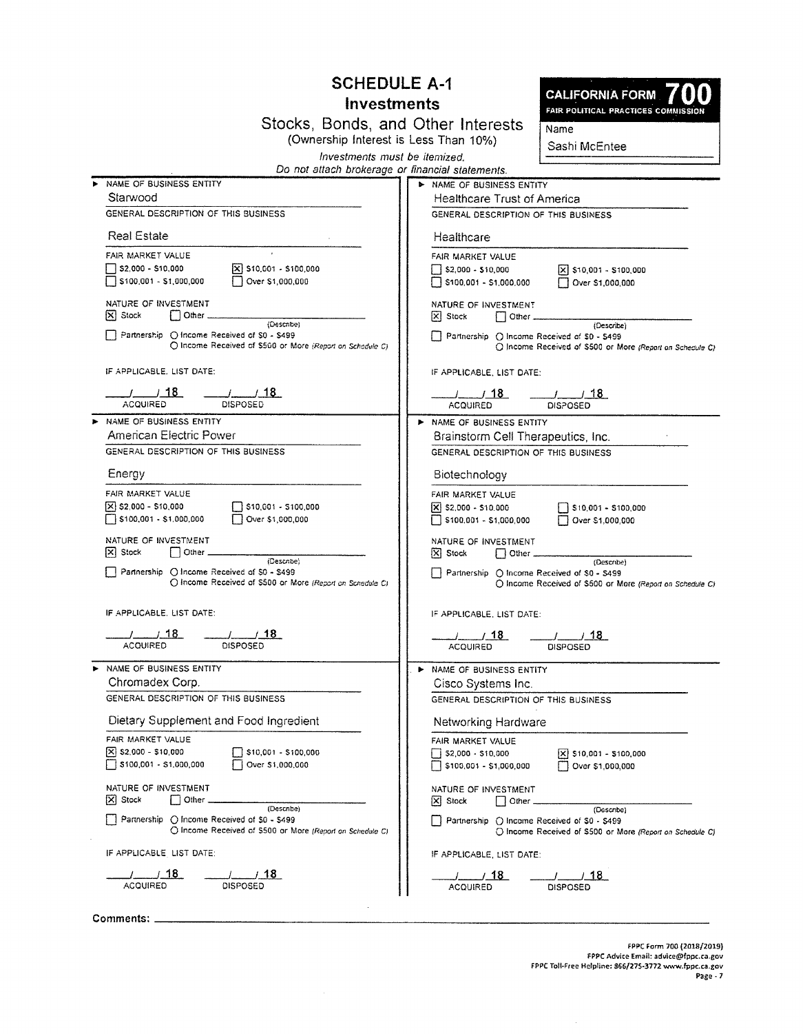# SCHEDULE A-1

## Investments

### Stocks, Bonds, and Other Interests

(Ownership Interest is Less Than 10%)

*Investments must be itemized.*

*Do not attach brokerage or financial statements.*

**CALIFORNIA FORM 700**
**FAIR POLITICAL PRACTICES COMMISSION**

Name: Sashi McEntee

---

**NAME OF BUSINESS ENTITY**
Starwood

**GENERAL DESCRIPTION OF THIS BUSINESS**
Real Estate

**FAIR MARKET VALUE**
- [ ] $2,000 - $10,000
- [x] $10,001 - $100,000
- [ ] $100,001 - $1,000,000
- [ ] Over $1,000,000

**NATURE OF INVESTMENT**
- [x] Stock
- [ ] Other ______ (Describe)
- [ ] Partnership ○ Income Received of $0 - $499 ○ Income Received of $500 or More *(Report on Schedule C)*

**IF APPLICABLE, LIST DATE:**
___/___/ 18 ACQUIRED ___/___/ 18 DISPOSED

---

**NAME OF BUSINESS ENTITY**
Healthcare Trust of America

**GENERAL DESCRIPTION OF THIS BUSINESS**
Healthcare

**FAIR MARKET VALUE**
- [ ] $2,000 - $10,000
- [x] $10,001 - $100,000
- [ ] $100,001 - $1,000,000
- [ ] Over $1,000,000

**NATURE OF INVESTMENT**
- [x] Stock
- [ ] Other ______ (Describe)
- [ ] Partnership ○ Income Received of $0 - $499 ○ Income Received of $500 or More *(Report on Schedule C)*

**IF APPLICABLE, LIST DATE:**
___/___/ 18 ACQUIRED ___/___/ 18 DISPOSED

---

**NAME OF BUSINESS ENTITY**
American Electric Power

**GENERAL DESCRIPTION OF THIS BUSINESS**
Energy

**FAIR MARKET VALUE**
- [x] $2,000 - $10,000
- [ ] $10,001 - $100,000
- [ ] $100,001 - $1,000,000
- [ ] Over $1,000,000

**NATURE OF INVESTMENT**
- [x] Stock
- [ ] Other ______ (Describe)
- [ ] Partnership ○ Income Received of $0 - $499 ○ Income Received of $500 or More *(Report on Schedule C)*

**IF APPLICABLE, LIST DATE:**
___/___/ 18 ACQUIRED ___/___/ 18 DISPOSED

---

**NAME OF BUSINESS ENTITY**
Brainstorm Cell Therapeutics, Inc.

**GENERAL DESCRIPTION OF THIS BUSINESS**
Biotechnology

**FAIR MARKET VALUE**
- [x] $2,000 - $10,000
- [ ] $10,001 - $100,000
- [ ] $100,001 - $1,000,000
- [ ] Over $1,000,000

**NATURE OF INVESTMENT**
- [x] Stock
- [ ] Other ______ (Describe)
- [ ] Partnership ○ Income Received of $0 - $499 ○ Income Received of $500 or More *(Report on Schedule C)*

**IF APPLICABLE, LIST DATE:**
___/___/ 18 ACQUIRED ___/___/ 18 DISPOSED

---

**NAME OF BUSINESS ENTITY**
Chromadex Corp.

**GENERAL DESCRIPTION OF THIS BUSINESS**
Dietary Supplement and Food Ingredient

**FAIR MARKET VALUE**
- [x] $2,000 - $10,000
- [ ] $10,001 - $100,000
- [ ] $100,001 - $1,000,000
- [ ] Over $1,000,000

**NATURE OF INVESTMENT**
- [x] Stock
- [ ] Other ______ (Describe)
- [ ] Partnership ○ Income Received of $0 - $499 ○ Income Received of $500 or More *(Report on Schedule C)*

**IF APPLICABLE, LIST DATE:**
___/___/ 18 ACQUIRED ___/___/ 18 DISPOSED

---

**NAME OF BUSINESS ENTITY**
Cisco Systems Inc.

**GENERAL DESCRIPTION OF THIS BUSINESS**
Networking Hardware

**FAIR MARKET VALUE**
- [ ] $2,000 - $10,000
- [x] $10,001 - $100,000
- [ ] $100,001 - $1,000,000
- [ ] Over $1,000,000

**NATURE OF INVESTMENT**
- [x] Stock
- [ ] Other ______ (Describe)
- [ ] Partnership ○ Income Received of $0 - $499 ○ Income Received of $500 or More *(Report on Schedule C)*

**IF APPLICABLE, LIST DATE:**
___/___/ 18 ACQUIRED ___/___/ 18 DISPOSED

---

**Comments:** ______

FPPC Form 700 (2018/2019)
FPPC Advice Email: advice@fppc.ca.gov
FPPC Toll-Free Helpline: 866/275-3772 www.fppc.ca.gov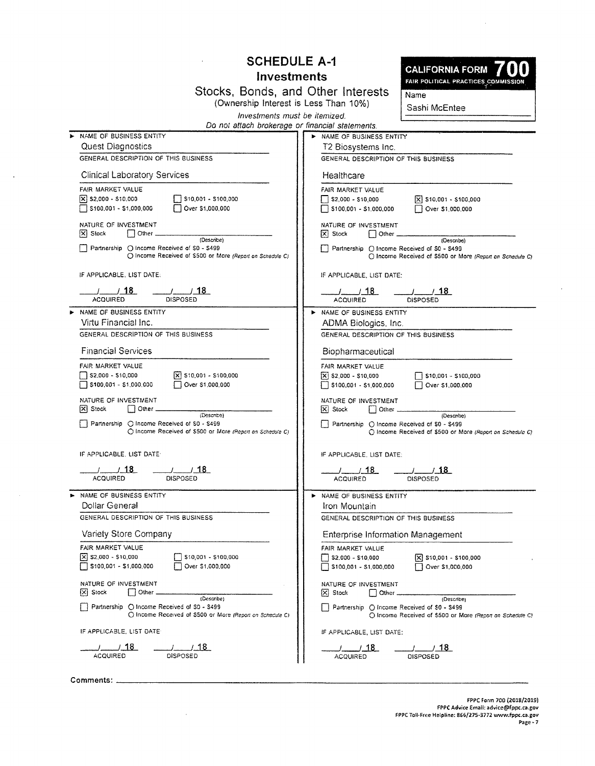# SCHEDULE A-1
## Investments
### Stocks, Bonds, and Other Interests
(Ownership Interest is Less Than 10%)

*Investments must be itemized.*
*Do not attach brokerage or financial statements.*

**CALIFORNIA FORM 700**
FAIR POLITICAL PRACTICES COMMISSION

Name: Sashi McEntee

---

**NAME OF BUSINESS ENTITY**
Quest Diagnostics

**GENERAL DESCRIPTION OF THIS BUSINESS**
Clinical Laboratory Services

**FAIR MARKET VALUE**
- [x] $2,000 - $10,000
- [ ] $10,001 - $100,000
- [ ] $100,001 - $1,000,000
- [ ] Over $1,000,000

**NATURE OF INVESTMENT**
- [x] Stock
- [ ] Other ______ (Describe)
- [ ] Partnership ○ Income Received of $0 - $499 ○ Income Received of $500 or More *(Report on Schedule C)*

**IF APPLICABLE, LIST DATE:**
__/__/18 ACQUIRED __/__/18 DISPOSED

---

**NAME OF BUSINESS ENTITY**
T2 Biosystems Inc.

**GENERAL DESCRIPTION OF THIS BUSINESS**
Healthcare

**FAIR MARKET VALUE**
- [ ] $2,000 - $10,000
- [x] $10,001 - $100,000
- [ ] $100,001 - $1,000,000
- [ ] Over $1,000,000

**NATURE OF INVESTMENT**
- [x] Stock
- [ ] Other ______ (Describe)
- [ ] Partnership ○ Income Received of $0 - $499 ○ Income Received of $500 or More *(Report on Schedule C)*

**IF APPLICABLE, LIST DATE:**
__/__/18 ACQUIRED __/__/18 DISPOSED

---

**NAME OF BUSINESS ENTITY**
Virtu Financial Inc.

**GENERAL DESCRIPTION OF THIS BUSINESS**
Financial Services

**FAIR MARKET VALUE**
- [ ] $2,000 - $10,000
- [x] $10,001 - $100,000
- [ ] $100,001 - $1,000,000
- [ ] Over $1,000,000

**NATURE OF INVESTMENT**
- [x] Stock
- [ ] Other ______ (Describe)
- [ ] Partnership ○ Income Received of $0 - $499 ○ Income Received of $500 or More *(Report on Schedule C)*

**IF APPLICABLE, LIST DATE:**
__/__/18 ACQUIRED __/__/18 DISPOSED

---

**NAME OF BUSINESS ENTITY**
ADMA Biologics, Inc.

**GENERAL DESCRIPTION OF THIS BUSINESS**
Biopharmaceutical

**FAIR MARKET VALUE**
- [x] $2,000 - $10,000
- [ ] $10,001 - $100,000
- [ ] $100,001 - $1,000,000
- [ ] Over $1,000,000

**NATURE OF INVESTMENT**
- [x] Stock
- [ ] Other ______ (Describe)
- [ ] Partnership ○ Income Received of $0 - $499 ○ Income Received of $500 or More *(Report on Schedule C)*

**IF APPLICABLE, LIST DATE:**
__/__/18 ACQUIRED __/__/18 DISPOSED

---

**NAME OF BUSINESS ENTITY**
Dollar General

**GENERAL DESCRIPTION OF THIS BUSINESS**
Variety Store Company

**FAIR MARKET VALUE**
- [x] $2,000 - $10,000
- [ ] $10,001 - $100,000
- [ ] $100,001 - $1,000,000
- [ ] Over $1,000,000

**NATURE OF INVESTMENT**
- [x] Stock
- [ ] Other ______ (Describe)
- [ ] Partnership ○ Income Received of $0 - $499 ○ Income Received of $500 or More *(Report on Schedule C)*

**IF APPLICABLE, LIST DATE:**
__/__/18 ACQUIRED __/__/18 DISPOSED

---

**NAME OF BUSINESS ENTITY**
Iron Mountain

**GENERAL DESCRIPTION OF THIS BUSINESS**
Enterprise Information Management

**FAIR MARKET VALUE**
- [ ] $2,000 - $10,000
- [x] $10,001 - $100,000
- [ ] $100,001 - $1,000,000
- [ ] Over $1,000,000

**NATURE OF INVESTMENT**
- [x] Stock
- [ ] Other ______ (Describe)
- [ ] Partnership ○ Income Received of $0 - $499 ○ Income Received of $500 or More *(Report on Schedule C)*

**IF APPLICABLE, LIST DATE:**
__/__/18 ACQUIRED __/__/18 DISPOSED

---

Comments: ______

FPPC Form 700 (2018/2019)
FPPC Advice Email: advice@fppc.ca.gov
FPPC Toll-Free Helpline: 866/275-3772 www.fppc.ca.gov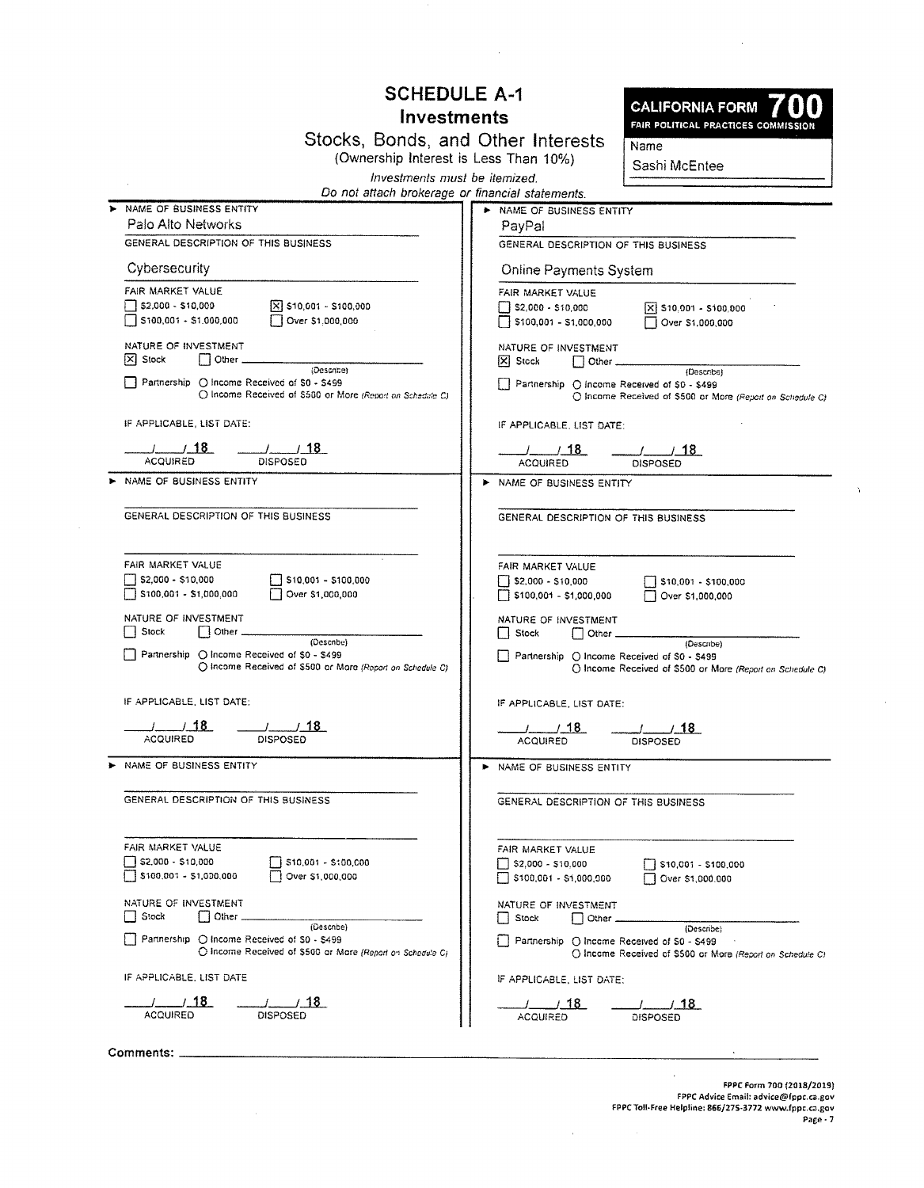# SCHEDULE A-1
## Investments
### Stocks, Bonds, and Other Interests
(Ownership Interest is Less Than 10%)

*Investments must be itemized.*
*Do not attach brokerage or financial statements.*

**CALIFORNIA FORM 700**
FAIR POLITICAL PRACTICES COMMISSION

Name: Sashi McEntee

---

▶ NAME OF BUSINESS ENTITY
Palo Alto Networks

GENERAL DESCRIPTION OF THIS BUSINESS
Cybersecurity

FAIR MARKET VALUE
- [ ] $2,000 - $10,000
- [x] $10,001 - $100,000
- [ ] $100,001 - $1,000,000
- [ ] Over $1,000,000

NATURE OF INVESTMENT
- [x] Stock
- [ ] Other ______ (Describe)
- [ ] Partnership ○ Income Received of $0 - $499 ○ Income Received of $500 or More *(Report on Schedule C)*

IF APPLICABLE, LIST DATE:
\_\_/\_\_/18 ACQUIRED    \_\_/\_\_/18 DISPOSED

---

▶ NAME OF BUSINESS ENTITY
PayPal

GENERAL DESCRIPTION OF THIS BUSINESS
Online Payments System

FAIR MARKET VALUE
- [ ] $2,000 - $10,000
- [x] $10,001 - $100,000
- [ ] $100,001 - $1,000,000
- [ ] Over $1,000,000

NATURE OF INVESTMENT
- [x] Stock
- [ ] Other ______ (Describe)
- [ ] Partnership ○ Income Received of $0 - $499 ○ Income Received of $500 or More *(Report on Schedule C)*

IF APPLICABLE, LIST DATE:
\_\_/\_\_/18 ACQUIRED    \_\_/\_\_/18 DISPOSED

---

▶ NAME OF BUSINESS ENTITY

GENERAL DESCRIPTION OF THIS BUSINESS

FAIR MARKET VALUE
- [ ] $2,000 - $10,000
- [ ] $10,001 - $100,000
- [ ] $100,001 - $1,000,000
- [ ] Over $1,000,000

NATURE OF INVESTMENT
- [ ] Stock
- [ ] Other ______ (Describe)
- [ ] Partnership ○ Income Received of $0 - $499 ○ Income Received of $500 or More *(Report on Schedule C)*

IF APPLICABLE, LIST DATE:
\_\_/\_\_/18 ACQUIRED    \_\_/\_\_/18 DISPOSED

---

▶ NAME OF BUSINESS ENTITY

GENERAL DESCRIPTION OF THIS BUSINESS

FAIR MARKET VALUE
- [ ] $2,000 - $10,000
- [ ] $10,001 - $100,000
- [ ] $100,001 - $1,000,000
- [ ] Over $1,000,000

NATURE OF INVESTMENT
- [ ] Stock
- [ ] Other ______ (Describe)
- [ ] Partnership ○ Income Received of $0 - $499 ○ Income Received of $500 or More *(Report on Schedule C)*

IF APPLICABLE, LIST DATE:
\_\_/\_\_/18 ACQUIRED    \_\_/\_\_/18 DISPOSED

---

▶ NAME OF BUSINESS ENTITY

GENERAL DESCRIPTION OF THIS BUSINESS

FAIR MARKET VALUE
- [ ] $2,000 - $10,000
- [ ] $10,001 - $100,000
- [ ] $100,001 - $1,000,000
- [ ] Over $1,000,000

NATURE OF INVESTMENT
- [ ] Stock
- [ ] Other ______ (Describe)
- [ ] Partnership ○ Income Received of $0 - $499 ○ Income Received of $500 or More *(Report on Schedule C)*

IF APPLICABLE, LIST DATE
\_\_/\_\_/18 ACQUIRED    \_\_/\_\_/18 DISPOSED

---

▶ NAME OF BUSINESS ENTITY

GENERAL DESCRIPTION OF THIS BUSINESS

FAIR MARKET VALUE
- [ ] $2,000 - $10,000
- [ ] $10,001 - $100,000
- [ ] $100,001 - $1,000,000
- [ ] Over $1,000,000

NATURE OF INVESTMENT
- [ ] Stock
- [ ] Other ______ (Describe)
- [ ] Partnership ○ Income Received of $0 - $499 ○ Income Received of $500 or More *(Report on Schedule C)*

IF APPLICABLE, LIST DATE:
\_\_/\_\_/18 ACQUIRED    \_\_/\_\_/18 DISPOSED

---

**Comments:** ______

FPPC Form 700 (2018/2019)
FPPC Advice Email: advice@fppc.ca.gov
FPPC Toll-Free Helpline: 866/275-3772 www.fppc.ca.gov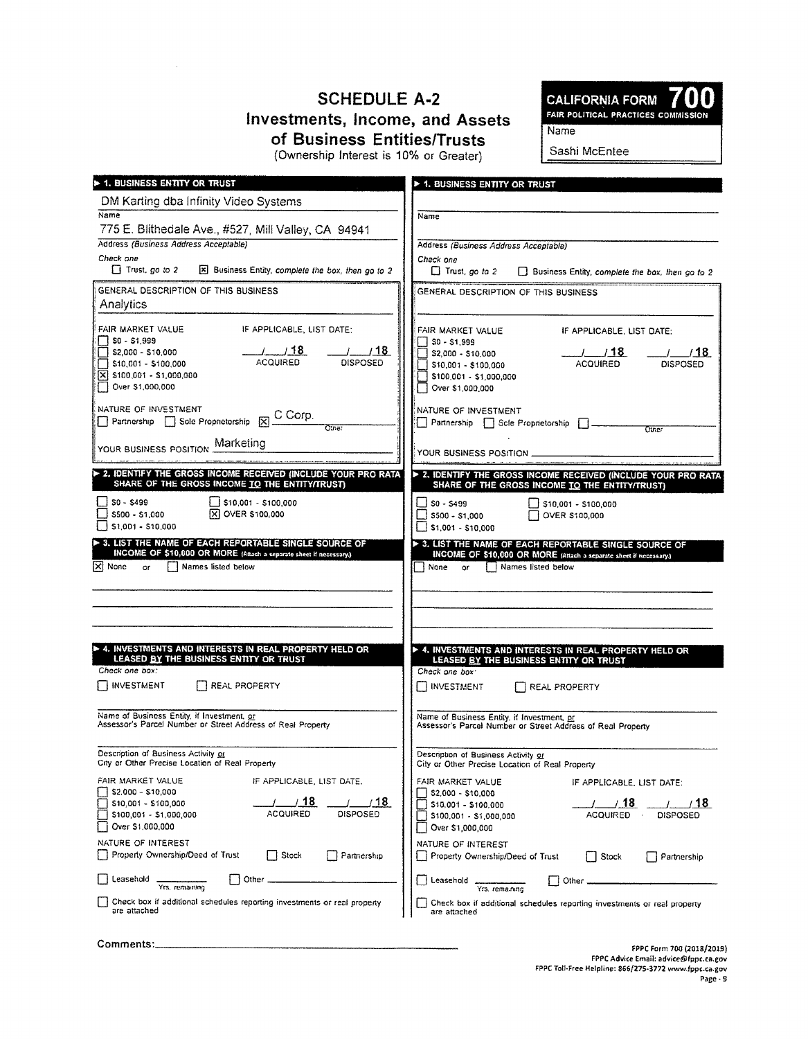# SCHEDULE A-2
## Investments, Income, and Assets of Business Entities/Trusts
(Ownership Interest is 10% or Greater)

**CALIFORNIA FORM 700**
FAIR POLITICAL PRACTICES COMMISSION

Name: Sashi McEntee

---

### ▶ 1. BUSINESS ENTITY OR TRUST

DM Karting dba Infinity Video Systems
Name

775 E. Blithedale Ave., #527, Mill Valley, CA 94941
Address (Business Address Acceptable)

Check one
☐ Trust, go to 2  ☒ Business Entity, complete the box, then go to 2

GENERAL DESCRIPTION OF THIS BUSINESS
Analytics

FAIR MARKET VALUE
☐ $0 - $1,999
☐ $2,000 - $10,000
☐ $10,001 - $100,000
☒ $100,001 - $1,000,000
☐ Over $1,000,000

IF APPLICABLE, LIST DATE:
___/___/18 ACQUIRED  ___/___/18 DISPOSED

NATURE OF INVESTMENT
☐ Partnership ☐ Sole Proprietorship ☒ C Corp. (Other)

YOUR BUSINESS POSITION Marketing

### ▶ 2. IDENTIFY THE GROSS INCOME RECEIVED (INCLUDE YOUR PRO RATA SHARE OF THE GROSS INCOME TO THE ENTITY/TRUST)

☐ $0 - $499
☐ $500 - $1,000
☐ $1,001 - $10,000
☐ $10,001 - $100,000
☒ OVER $100,000

### ▶ 3. LIST THE NAME OF EACH REPORTABLE SINGLE SOURCE OF INCOME OF $10,000 OR MORE (Attach a separate sheet if necessary.)

☒ None or ☐ Names listed below

### ▶ 4. INVESTMENTS AND INTERESTS IN REAL PROPERTY HELD OR LEASED BY THE BUSINESS ENTITY OR TRUST

Check one box:
☐ INVESTMENT ☐ REAL PROPERTY

Name of Business Entity, if Investment, or Assessor's Parcel Number or Street Address of Real Property

Description of Business Activity or City or Other Precise Location of Real Property

FAIR MARKET VALUE
☐ $2,000 - $10,000
☐ $10,001 - $100,000
☐ $100,001 - $1,000,000
☐ Over $1,000,000

IF APPLICABLE, LIST DATE:
___/___/18 ACQUIRED  ___/___/18 DISPOSED

NATURE OF INTEREST
☐ Property Ownership/Deed of Trust ☐ Stock ☐ Partnership
☐ Leasehold ______ Yrs. remaining ☐ Other ______

☐ Check box if additional schedules reporting investments or real property are attached

---

### ▶ 1. BUSINESS ENTITY OR TRUST

Name

Address (Business Address Acceptable)

Check one
☐ Trust, go to 2  ☐ Business Entity, complete the box, then go to 2

GENERAL DESCRIPTION OF THIS BUSINESS

FAIR MARKET VALUE
☐ $0 - $1,999
☐ $2,000 - $10,000
☐ $10,001 - $100,000
☐ $100,001 - $1,000,000
☐ Over $1,000,000

IF APPLICABLE, LIST DATE:
___/___/18 ACQUIRED  ___/___/18 DISPOSED

NATURE OF INVESTMENT
☐ Partnership ☐ Sole Proprietorship ☐ ______ (Other)

YOUR BUSINESS POSITION ______

### ▶ 2. IDENTIFY THE GROSS INCOME RECEIVED (INCLUDE YOUR PRO RATA SHARE OF THE GROSS INCOME TO THE ENTITY/TRUST)

☐ $0 - $499
☐ $500 - $1,000
☐ $1,001 - $10,000
☐ $10,001 - $100,000
☐ OVER $100,000

### ▶ 3. LIST THE NAME OF EACH REPORTABLE SINGLE SOURCE OF INCOME OF $10,000 OR MORE (Attach a separate sheet if necessary.)

☐ None or ☐ Names listed below

### ▶ 4. INVESTMENTS AND INTERESTS IN REAL PROPERTY HELD OR LEASED BY THE BUSINESS ENTITY OR TRUST

Check one box:
☐ INVESTMENT ☐ REAL PROPERTY

Name of Business Entity, if Investment, or Assessor's Parcel Number or Street Address of Real Property

Description of Business Activity or City or Other Precise Location of Real Property

FAIR MARKET VALUE
☐ $2,000 - $10,000
☐ $10,001 - $100,000
☐ $100,001 - $1,000,000
☐ Over $1,000,000

IF APPLICABLE, LIST DATE:
___/___/18 ACQUIRED  ___/___/18 DISPOSED

NATURE OF INTEREST
☐ Property Ownership/Deed of Trust ☐ Stock ☐ Partnership
☐ Leasehold ______ Yrs. remaining ☐ Other ______

☐ Check box if additional schedules reporting investments or real property are attached

---

Comments: ______

FPPC Form 700 (2018/2019)
FPPC Advice Email: advice@fppc.ca.gov
FPPC Toll-Free Helpline: 866/275-3772 www.fppc.ca.gov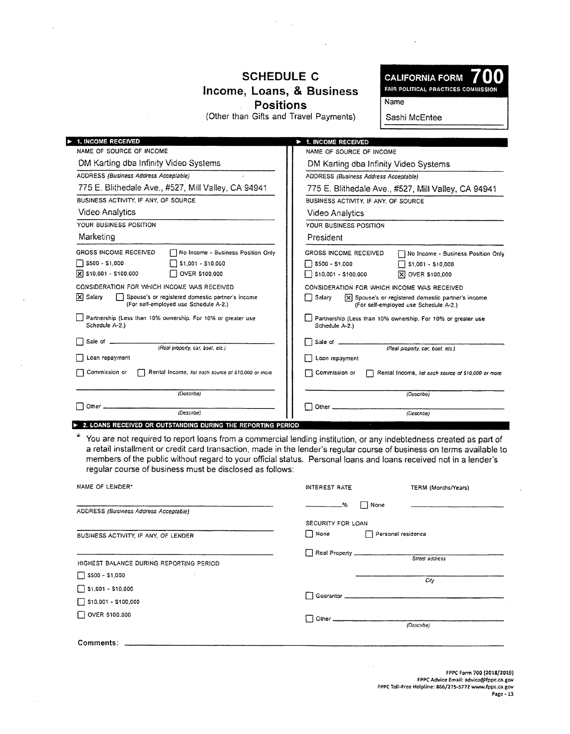# SCHEDULE C
## Income, Loans, & Business Positions
(Other than Gifts and Travel Payments)

**CALIFORNIA FORM 700**
FAIR POLITICAL PRACTICES COMMISSION

Name: Sashi McEntee

---

### 1. INCOME RECEIVED

NAME OF SOURCE OF INCOME
DM Karting dba Infinity Video Systems

ADDRESS (Business Address Acceptable)
775 E. Blithedale Ave., #527, Mill Valley, CA 94941

BUSINESS ACTIVITY, IF ANY, OF SOURCE
Video Analytics

YOUR BUSINESS POSITION
Marketing

GROSS INCOME RECEIVED
- [ ] No Income - Business Position Only
- [ ] $500 - $1,000
- [ ] $1,001 - $10,000
- [x] $10,001 - $100,000
- [ ] OVER $100,000

CONSIDERATION FOR WHICH INCOME WAS RECEIVED
- [x] Salary
- [ ] Spouse's or registered domestic partner's income (For self-employed use Schedule A-2.)
- [ ] Partnership (Less than 10% ownership. For 10% or greater use Schedule A-2.)
- [ ] Sale of ______ (Real property, car, boat, etc.)
- [ ] Loan repayment
- [ ] Commission or
- [ ] Rental Income, list each source of $10,000 or more

______ (Describe)

- [ ] Other ______ (Describe)

---

### 1. INCOME RECEIVED

NAME OF SOURCE OF INCOME
DM Karting dba Infinity Video Systems

ADDRESS (Business Address Acceptable)
775 E. Blithedale Ave., #527, Mill Valley, CA 94941

BUSINESS ACTIVITY, IF ANY, OF SOURCE
Video Analytics

YOUR BUSINESS POSITION
President

GROSS INCOME RECEIVED
- [ ] No Income - Business Position Only
- [ ] $500 - $1,000
- [ ] $1,001 - $10,000
- [ ] $10,001 - $100,000
- [x] OVER $100,000

CONSIDERATION FOR WHICH INCOME WAS RECEIVED
- [ ] Salary
- [x] Spouse's or registered domestic partner's income (For self-employed use Schedule A-2.)
- [ ] Partnership (Less than 10% ownership. For 10% or greater use Schedule A-2.)
- [ ] Sale of ______ (Real property, car, boat, etc.)
- [ ] Loan repayment
- [ ] Commission or
- [ ] Rental Income, list each source of $10,000 or more

______ (Describe)

- [ ] Other ______ (Describe)

---

### 2. LOANS RECEIVED OR OUTSTANDING DURING THE REPORTING PERIOD

\* You are not required to report loans from a commercial lending institution, or any indebtedness created as part of a retail installment or credit card transaction, made in the lender's regular course of business on terms available to members of the public without regard to your official status. Personal loans and loans received not in a lender's regular course of business must be disclosed as follows:

NAME OF LENDER*
______

ADDRESS (Business Address Acceptable)
______

BUSINESS ACTIVITY, IF ANY, OF LENDER
______

HIGHEST BALANCE DURING REPORTING PERIOD
- [ ] $500 - $1,000
- [ ] $1,001 - $10,000
- [ ] $10,001 - $100,000
- [ ] OVER $100,000

INTEREST RATE
______ % [ ] None

TERM (Months/Years)
______

SECURITY FOR LOAN
- [ ] None
- [ ] Personal residence
- [ ] Real Property ______ Street address

  ______ City
- [ ] Guarantor ______
- [ ] Other ______ (Describe)

Comments: ______

FPPC Form 700 (2018/2019)
FPPC Advice Email: advice@fppc.ca.gov
FPPC Toll-Free Helpline: 866/275-3772 www.fppc.ca.gov